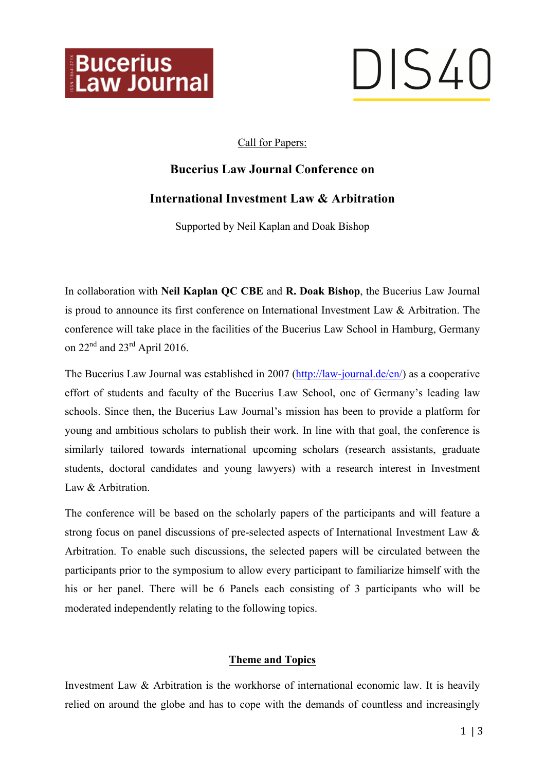Bucerius Law Journal

DIS40

Call for Papers:

## Bucerius Law Journal Conference on

## International Investment Law & Arbitration

Supported by Neil Kaplan and Doak Bishop

In collaboration with **Neil Kaplan QC CBE** and **R. Doak Bishop**, the Bucerius Law Journal is proud to announce its first conference on International Investment Law & Arbitration. The conference will take place in the facilities of the Bucerius Law School in Hamburg, Germany on 22nd and 23rd April 2016.

The Bucerius Law Journal was established in 2007 (http://law-journal.de/en/) as a cooperative effort of students and faculty of the Bucerius Law School, one of Germany's leading law schools. Since then, the Bucerius Law Journal's mission has been to provide a platform for young and ambitious scholars to publish their work. In line with that goal, the conference is similarly tailored towards international upcoming scholars (research assistants, graduate students, doctoral candidates and young lawyers) with a research interest in Investment Law & Arbitration.

The conference will be based on the scholarly papers of the participants and will feature a strong focus on panel discussions of pre-selected aspects of International Investment Law & Arbitration. To enable such discussions, the selected papers will be circulated between the participants prior to the symposium to allow every participant to familiarize himself with the his or her panel. There will be 6 Panels each consisting of 3 participants who will be moderated independently relating to the following topics.

### Theme and Topics

Investment Law & Arbitration is the workhorse of international economic law. It is heavily relied on around the globe and has to cope with the demands of countless and increasingly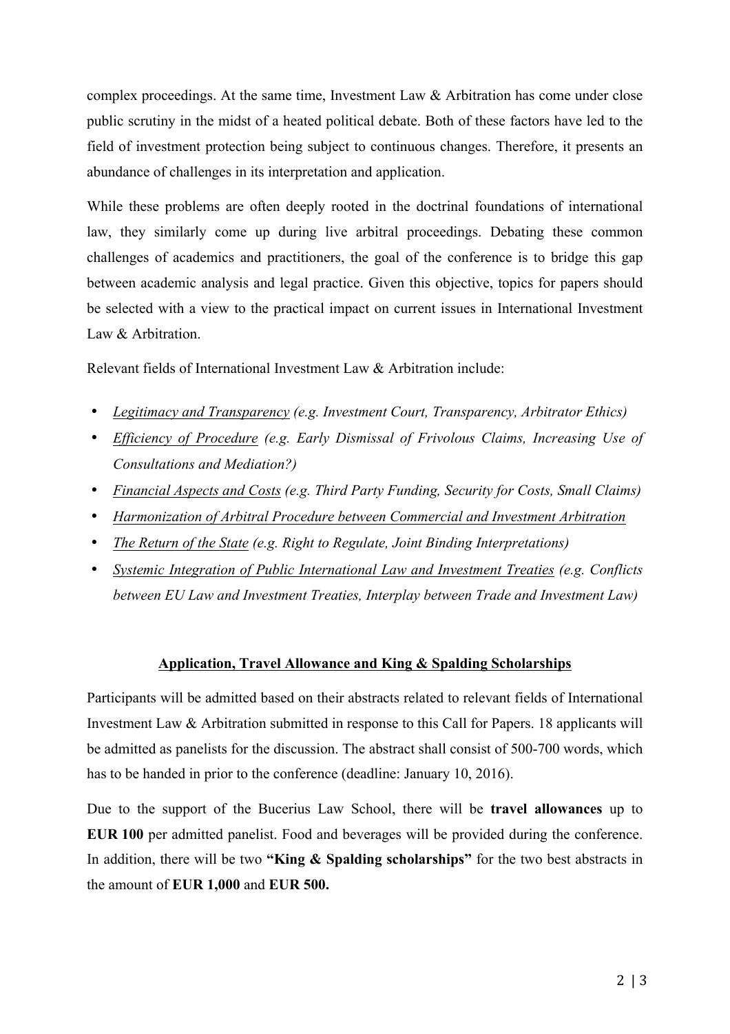complex proceedings. At the same time, Investment Law & Arbitration has come under close public scrutiny in the midst of a heated political debate. Both of these factors have led to the field of investment protection being subject to continuous changes. Therefore, it presents an abundance of challenges in its interpretation and application.

While these problems are often deeply rooted in the doctrinal foundations of international law, they similarly come up during live arbitral proceedings. Debating these common challenges of academics and practitioners, the goal of the conference is to bridge this gap between academic analysis and legal practice. Given this objective, topics for papers should be selected with a view to the practical impact on current issues in International Investment Law & Arbitration.

Relevant fields of International Investment Law & Arbitration include:

- <u>*Legitimacy and Transparency*</u> *(e.g. Investment Court, Transparency, Arbitrator Ethics)*
- <u>*Efficiency of Procedure*</u> *(e.g. Early Dismissal of Frivolous Claims, Increasing Use of Consultations and Mediation?)*
- <u>*Financial Aspects and Costs*</u> *(e.g. Third Party Funding, Security for Costs, Small Claims)*
- <u>*Harmonization of Arbitral Procedure between Commercial and Investment Arbitration*</u>
- <u>*The Return of the State*</u> *(e.g. Right to Regulate, Joint Binding Interpretations)*
- <u>*Systemic Integration of Public International Law and Investment Treaties*</u> *(e.g. Conflicts between EU Law and Investment Treaties, Interplay between Trade and Investment Law)*

## <u>Application, Travel Allowance and King & Spalding Scholarships</u>

Participants will be admitted based on their abstracts related to relevant fields of International Investment Law & Arbitration submitted in response to this Call for Papers. 18 applicants will be admitted as panelists for the discussion. The abstract shall consist of 500-700 words, which has to be handed in prior to the conference (deadline: January 10, 2016).

Due to the support of the Bucerius Law School, there will be **travel allowances** up to **EUR 100** per admitted panelist. Food and beverages will be provided during the conference. In addition, there will be two **"King & Spalding scholarships"** for the two best abstracts in the amount of **EUR 1,000** and **EUR 500.**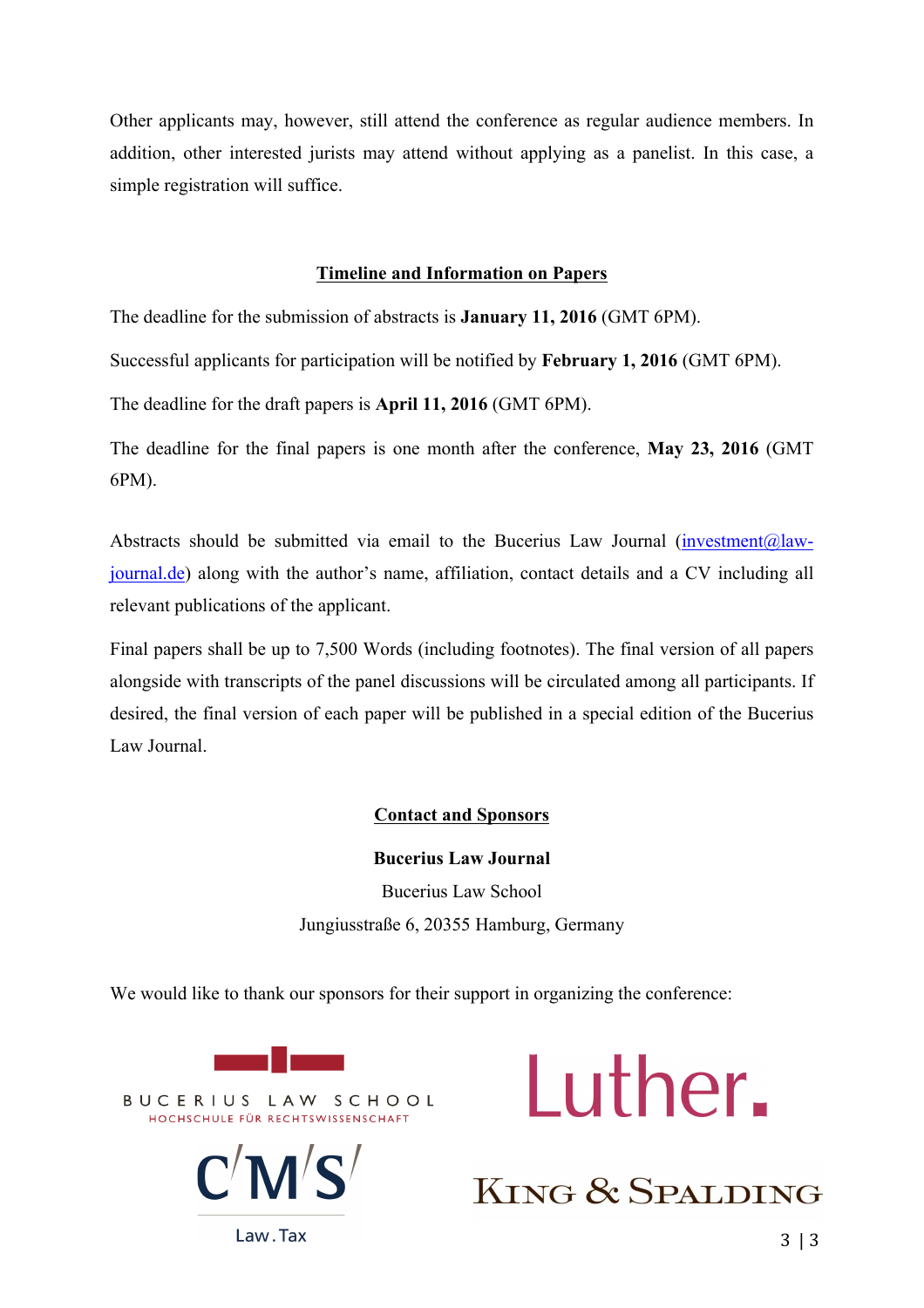Other applicants may, however, still attend the conference as regular audience members. In addition, other interested jurists may attend without applying as a panelist. In this case, a simple registration will suffice.

## Timeline and Information on Papers

The deadline for the submission of abstracts is **January 11, 2016** (GMT 6PM).

Successful applicants for participation will be notified by **February 1, 2016** (GMT 6PM).

The deadline for the draft papers is **April 11, 2016** (GMT 6PM).

The deadline for the final papers is one month after the conference, **May 23, 2016** (GMT 6PM).

Abstracts should be submitted via email to the Bucerius Law Journal (investment@law-journal.de) along with the author's name, affiliation, contact details and a CV including all relevant publications of the applicant.

Final papers shall be up to 7,500 Words (including footnotes). The final version of all papers alongside with transcripts of the panel discussions will be circulated among all participants. If desired, the final version of each paper will be published in a special edition of the Bucerius Law Journal.

## Contact and Sponsors

**Bucerius Law Journal**

Bucerius Law School

Jungiusstraße 6, 20355 Hamburg, Germany

We would like to thank our sponsors for their support in organizing the conference:

BUCERIUS LAW SCHOOL
HOCHSCHULE FÜR RECHTSWISSENSCHAFT

Luther.

C'M'S'
Law.Tax

KING & SPALDING